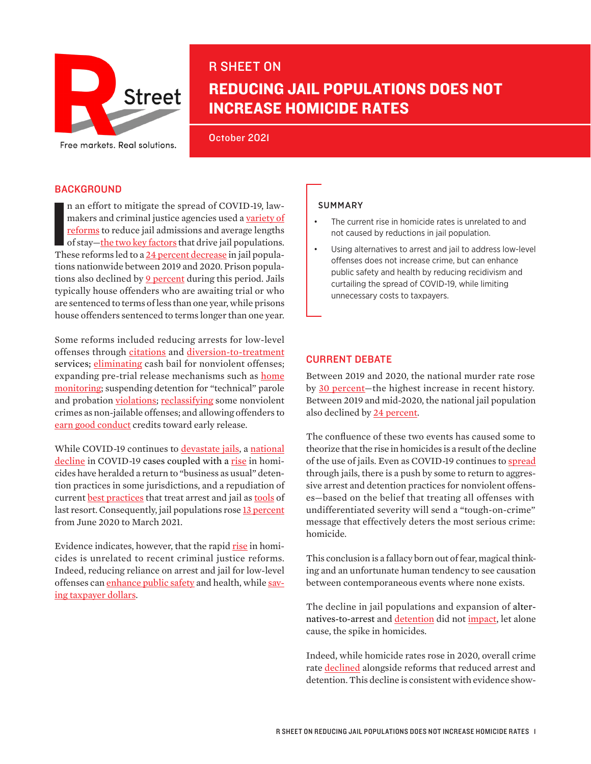R Street

Free markets. Real solutions.

R SHEET ON

# REDUCING JAIL POPULATIONS DOES NOT INCREASE HOMICIDE RATES

October 2021

## BACKGROUND

In an effort to mitigate the spread of COVID-19, lawmakers and criminal justice agencies used a variety of reforms to reduce jail admissions and average lengths of stay—the two key factors that drive jail populations. These reforms led to a 24 percent decrease in jail populations nationwide between 2019 and 2020. Prison populations also declined by 9 percent during this period. Jails typically house offenders who are awaiting trial or who are sentenced to terms of less than one year, while prisons house offenders sentenced to terms longer than one year.

Some reforms included reducing arrests for low-level offenses through citations and diversion-to-treatment services; eliminating cash bail for nonviolent offenses; expanding pre-trial release mechanisms such as home monitoring; suspending detention for "technical" parole and probation violations; reclassifying some nonviolent crimes as non-jailable offenses; and allowing offenders to earn good conduct credits toward early release.

While COVID-19 continues to devastate jails, a national decline in COVID-19 cases coupled with a rise in homicides have heralded a return to "business as usual" detention practices in some jurisdictions, and a repudiation of current best practices that treat arrest and jail as tools of last resort. Consequently, jail populations rose 13 percent from June 2020 to March 2021.

Evidence indicates, however, that the rapid rise in homicides is unrelated to recent criminal justice reforms. Indeed, reducing reliance on arrest and jail for low-level offenses can enhance public safety and health, while saving taxpayer dollars.

### SUMMARY

- The current rise in homicide rates is unrelated to and not caused by reductions in jail population.
- Using alternatives to arrest and jail to address low-level offenses does not increase crime, but can enhance public safety and health by reducing recidivism and curtailing the spread of COVID-19, while limiting unnecessary costs to taxpayers.

## CURRENT DEBATE

Between 2019 and 2020, the national murder rate rose by 30 percent—the highest increase in recent history. Between 2019 and mid-2020, the national jail population also declined by 24 percent.

The confluence of these two events has caused some to theorize that the rise in homicides is a result of the decline of the use of jails. Even as COVID-19 continues to spread through jails, there is a push by some to return to aggressive arrest and detention practices for nonviolent offenses—based on the belief that treating all offenses with undifferentiated severity will send a "tough-on-crime" message that effectively deters the most serious crime: homicide.

This conclusion is a fallacy born out of fear, magical thinking and an unfortunate human tendency to see causation between contemporaneous events where none exists.

The decline in jail populations and expansion of alternatives-to-arrest and detention did not impact, let alone cause, the spike in homicides.

Indeed, while homicide rates rose in 2020, overall crime rate declined alongside reforms that reduced arrest and detention. This decline is consistent with evidence show-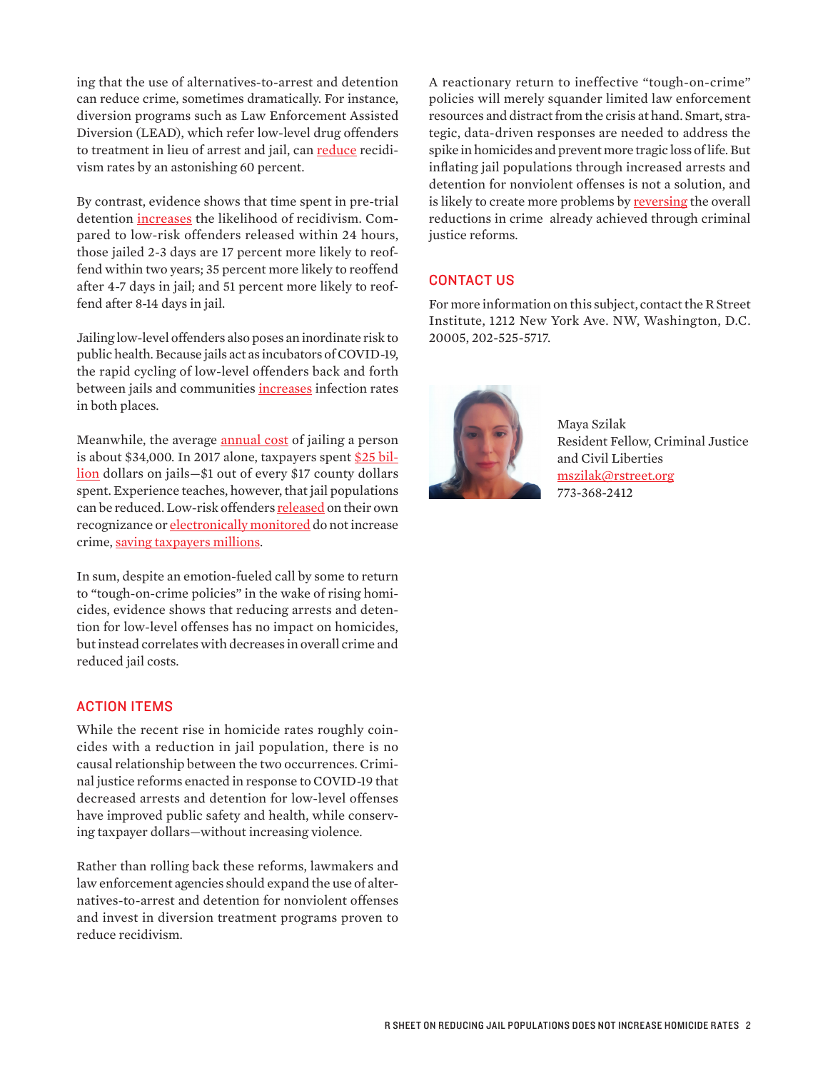ing that the use of alternatives-to-arrest and detention can reduce crime, sometimes dramatically. For instance, diversion programs such as Law Enforcement Assisted Diversion (LEAD), which refer low-level drug offenders to treatment in lieu of arrest and jail, can reduce recidivism rates by an astonishing 60 percent.

By contrast, evidence shows that time spent in pre-trial detention increases the likelihood of recidivism. Compared to low-risk offenders released within 24 hours, those jailed 2-3 days are 17 percent more likely to reoffend within two years; 35 percent more likely to reoffend after 4-7 days in jail; and 51 percent more likely to reoffend after 8-14 days in jail.

Jailing low-level offenders also poses an inordinate risk to public health. Because jails act as incubators of COVID-19, the rapid cycling of low-level offenders back and forth between jails and communities increases infection rates in both places.

Meanwhile, the average annual cost of jailing a person is about $34,000. In 2017 alone, taxpayers spent $25 billion dollars on jails—$1 out of every $17 county dollars spent. Experience teaches, however, that jail populations can be reduced. Low-risk offenders released on their own recognizance or electronically monitored do not increase crime, saving taxpayers millions.

In sum, despite an emotion-fueled call by some to return to "tough-on-crime policies" in the wake of rising homicides, evidence shows that reducing arrests and detention for low-level offenses has no impact on homicides, but instead correlates with decreases in overall crime and reduced jail costs.

## ACTION ITEMS

While the recent rise in homicide rates roughly coincides with a reduction in jail population, there is no causal relationship between the two occurrences. Criminal justice reforms enacted in response to COVID-19 that decreased arrests and detention for low-level offenses have improved public safety and health, while conserving taxpayer dollars—without increasing violence.

Rather than rolling back these reforms, lawmakers and law enforcement agencies should expand the use of alternatives-to-arrest and detention for nonviolent offenses and invest in diversion treatment programs proven to reduce recidivism.

A reactionary return to ineffective "tough-on-crime" policies will merely squander limited law enforcement resources and distract from the crisis at hand. Smart, strategic, data-driven responses are needed to address the spike in homicides and prevent more tragic loss of life. But inflating jail populations through increased arrests and detention for nonviolent offenses is not a solution, and is likely to create more problems by reversing the overall reductions in crime already achieved through criminal justice reforms.

## CONTACT US

For more information on this subject, contact the R Street Institute, 1212 New York Ave. NW, Washington, D.C. 20005, 202-525-5717.

Maya Szilak
Resident Fellow, Criminal Justice and Civil Liberties
mszilak@rstreet.org
773-368-2412